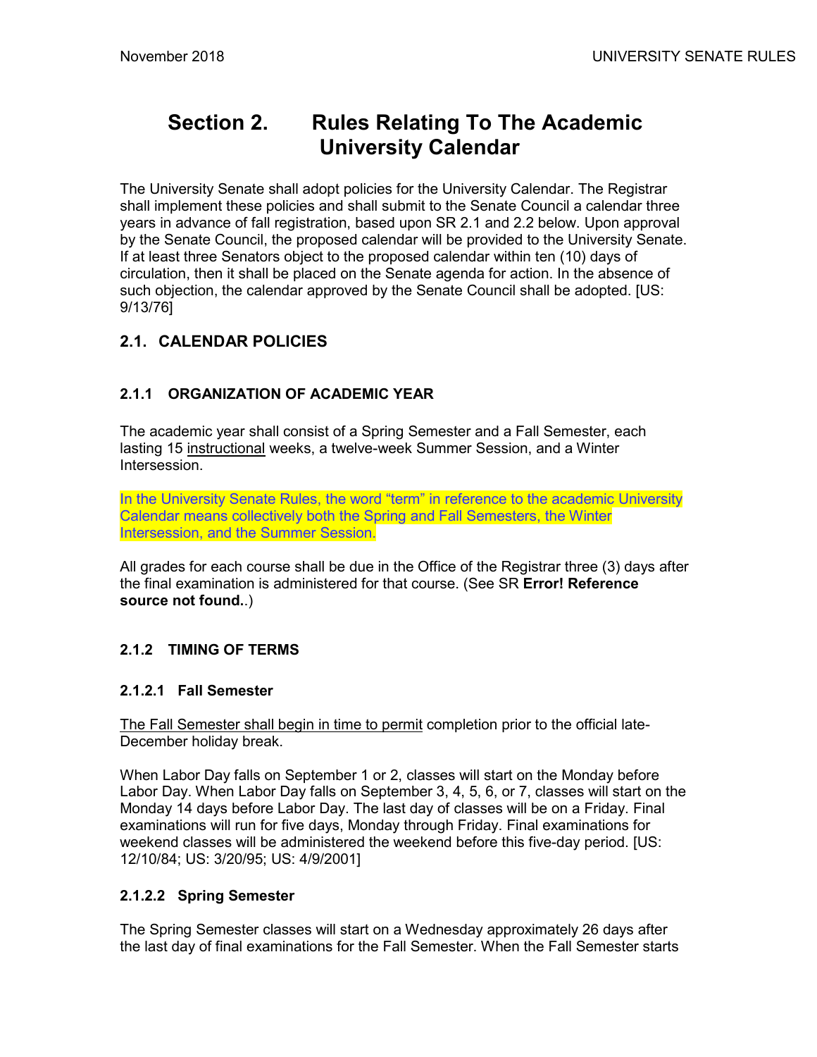# Section 2. Rules Relating To The Academic University Calendar

The University Senate shall adopt policies for the University Calendar. The Registrar shall implement these policies and shall submit to the Senate Council a calendar three years in advance of fall registration, based upon SR 2.1 and 2.2 below. Upon approval by the Senate Council, the proposed calendar will be provided to the University Senate. If at least three Senators object to the proposed calendar within ten (10) days of circulation, then it shall be placed on the Senate agenda for action. In the absence of such objection, the calendar approved by the Senate Council shall be adopted. [US: 9/13/76]

## 2.1. CALENDAR POLICIES

### 2.1.1 ORGANIZATION OF ACADEMIC YEAR

The academic year shall consist of a Spring Semester and a Fall Semester, each lasting 15 instructional weeks, a twelve-week Summer Session, and a Winter Intersession.

In the University Senate Rules, the word "term" in reference to the academic University Calendar means collectively both the Spring and Fall Semesters, the Winter Intersession, and the Summer Session.

All grades for each course shall be due in the Office of the Registrar three (3) days after the final examination is administered for that course. (See SR **Error! Reference source not found.**.)

### 2.1.2 TIMING OF TERMS

#### 2.1.2.1 Fall Semester

The Fall Semester shall begin in time to permit completion prior to the official late-December holiday break.

When Labor Day falls on September 1 or 2, classes will start on the Monday before Labor Day. When Labor Day falls on September 3, 4, 5, 6, or 7, classes will start on the Monday 14 days before Labor Day. The last day of classes will be on a Friday. Final examinations will run for five days, Monday through Friday. Final examinations for weekend classes will be administered the weekend before this five-day period. [US: 12/10/84; US: 3/20/95; US: 4/9/2001]

#### 2.1.2.2 Spring Semester

The Spring Semester classes will start on a Wednesday approximately 26 days after the last day of final examinations for the Fall Semester. When the Fall Semester starts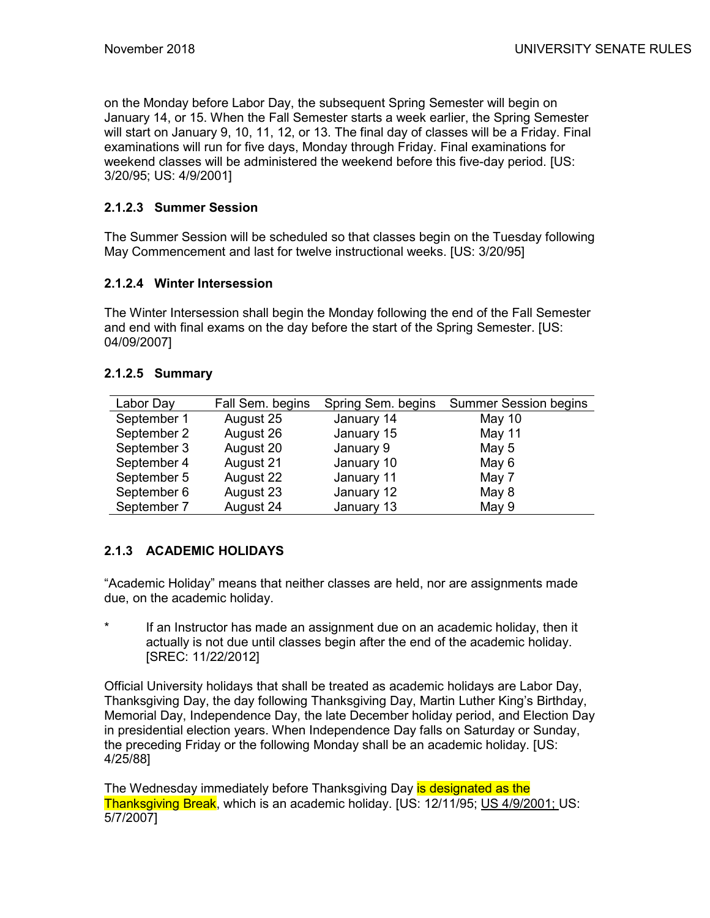on the Monday before Labor Day, the subsequent Spring Semester will begin on January 14, or 15. When the Fall Semester starts a week earlier, the Spring Semester will start on January 9, 10, 11, 12, or 13. The final day of classes will be a Friday. Final examinations will run for five days, Monday through Friday. Final examinations for weekend classes will be administered the weekend before this five-day period. [US: 3/20/95; US: 4/9/2001]

### 2.1.2.3 Summer Session

The Summer Session will be scheduled so that classes begin on the Tuesday following May Commencement and last for twelve instructional weeks. [US: 3/20/95]

### 2.1.2.4 Winter Intersession

The Winter Intersession shall begin the Monday following the end of the Fall Semester and end with final exams on the day before the start of the Spring Semester. [US: 04/09/2007]

### 2.1.2.5 Summary

| Labor Day | Fall Sem. begins | Spring Sem. begins | Summer Session begins |
|---|---|---|---|
| September 1 | August 25 | January 14 | May 10 |
| September 2 | August 26 | January 15 | May 11 |
| September 3 | August 20 | January 9 | May 5 |
| September 4 | August 21 | January 10 | May 6 |
| September 5 | August 22 | January 11 | May 7 |
| September 6 | August 23 | January 12 | May 8 |
| September 7 | August 24 | January 13 | May 9 |

## 2.1.3 ACADEMIC HOLIDAYS

"Academic Holiday" means that neither classes are held, nor are assignments made due, on the academic holiday.

* If an Instructor has made an assignment due on an academic holiday, then it actually is not due until classes begin after the end of the academic holiday. [SREC: 11/22/2012]

Official University holidays that shall be treated as academic holidays are Labor Day, Thanksgiving Day, the day following Thanksgiving Day, Martin Luther King's Birthday, Memorial Day, Independence Day, the late December holiday period, and Election Day in presidential election years. When Independence Day falls on Saturday or Sunday, the preceding Friday or the following Monday shall be an academic holiday. [US: 4/25/88]

The Wednesday immediately before Thanksgiving Day is designated as the Thanksgiving Break, which is an academic holiday. [US: 12/11/95; US 4/9/2001; US: 5/7/2007]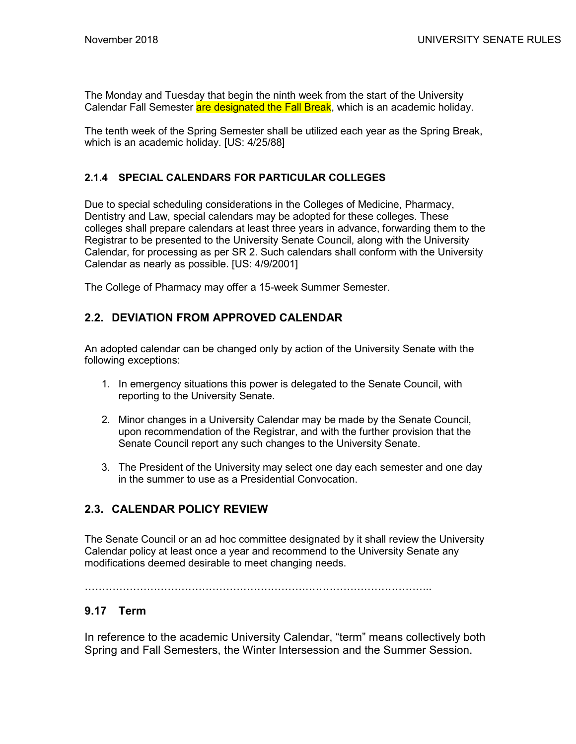The Monday and Tuesday that begin the ninth week from the start of the University Calendar Fall Semester are designated the Fall Break, which is an academic holiday.

The tenth week of the Spring Semester shall be utilized each year as the Spring Break, which is an academic holiday. [US: 4/25/88]

#### 2.1.4 SPECIAL CALENDARS FOR PARTICULAR COLLEGES

Due to special scheduling considerations in the Colleges of Medicine, Pharmacy, Dentistry and Law, special calendars may be adopted for these colleges. These colleges shall prepare calendars at least three years in advance, forwarding them to the Registrar to be presented to the University Senate Council, along with the University Calendar, for processing as per SR 2. Such calendars shall conform with the University Calendar as nearly as possible. [US: 4/9/2001]

The College of Pharmacy may offer a 15-week Summer Semester.

### 2.2. DEVIATION FROM APPROVED CALENDAR

An adopted calendar can be changed only by action of the University Senate with the following exceptions:

1. In emergency situations this power is delegated to the Senate Council, with reporting to the University Senate.
2. Minor changes in a University Calendar may be made by the Senate Council, upon recommendation of the Registrar, and with the further provision that the Senate Council report any such changes to the University Senate.
3. The President of the University may select one day each semester and one day in the summer to use as a Presidential Convocation.

### 2.3. CALENDAR POLICY REVIEW

The Senate Council or an ad hoc committee designated by it shall review the University Calendar policy at least once a year and recommend to the University Senate any modifications deemed desirable to meet changing needs.

…………………………………………………………………………………………..

### 9.17 Term

In reference to the academic University Calendar, "term" means collectively both Spring and Fall Semesters, the Winter Intersession and the Summer Session.